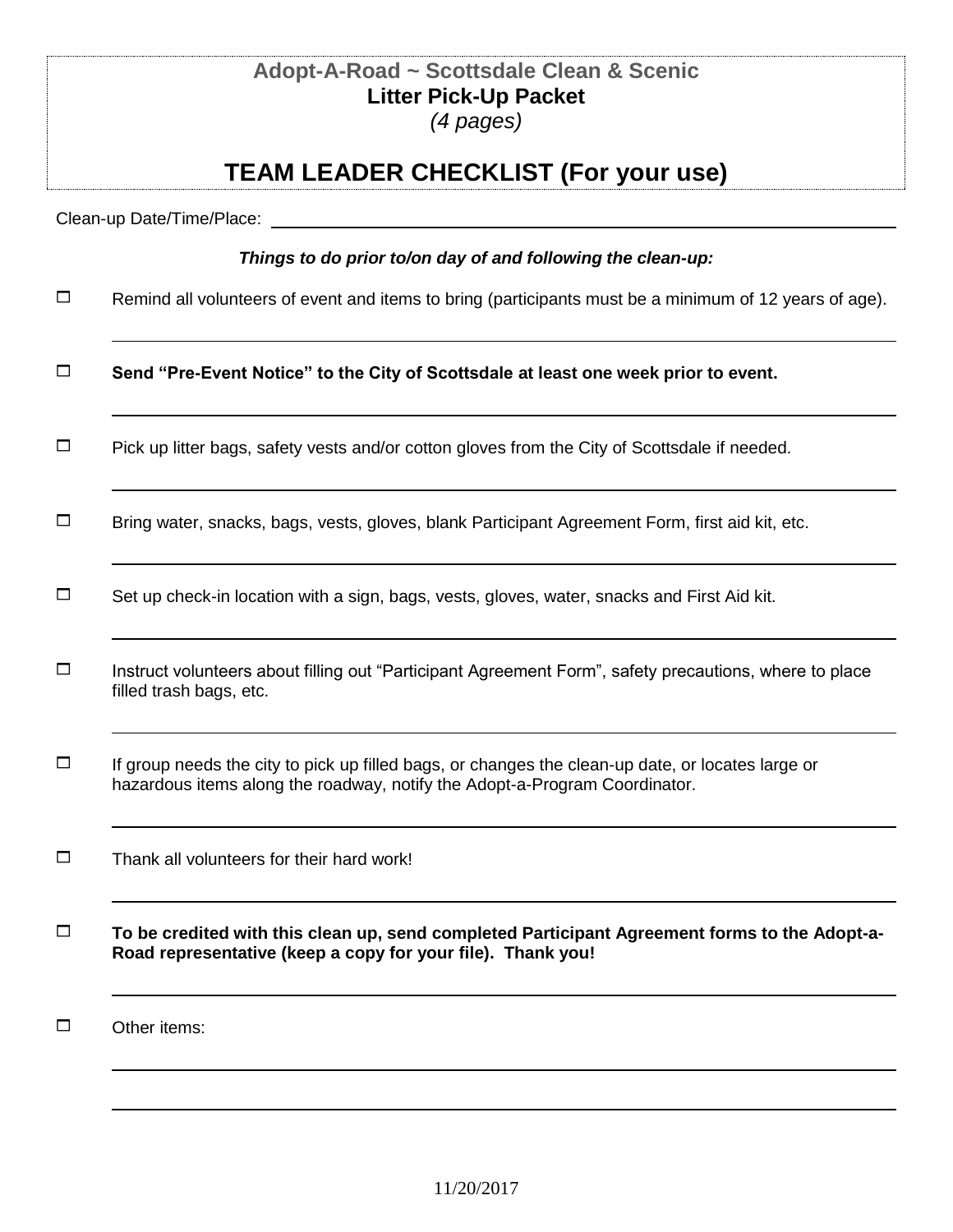**Adopt-A-Road ~ Scottsdale Clean & Scenic**
**Litter Pick-Up Packet**
*(4 pages)*

# TEAM LEADER CHECKLIST (For your use)

Clean-up Date/Time/Place: ______________________________

***Things to do prior to/on day of and following the clean-up:***

- ☐ Remind all volunteers of event and items to bring (participants must be a minimum of 12 years of age).
- ☐ **Send "Pre-Event Notice" to the City of Scottsdale at least one week prior to event.**
- ☐ Pick up litter bags, safety vests and/or cotton gloves from the City of Scottsdale if needed.
- ☐ Bring water, snacks, bags, vests, gloves, blank Participant Agreement Form, first aid kit, etc.
- ☐ Set up check-in location with a sign, bags, vests, gloves, water, snacks and First Aid kit.
- ☐ Instruct volunteers about filling out "Participant Agreement Form", safety precautions, where to place filled trash bags, etc.
- ☐ If group needs the city to pick up filled bags, or changes the clean-up date, or locates large or hazardous items along the roadway, notify the Adopt-a-Program Coordinator.
- ☐ Thank all volunteers for their hard work!
- ☐ **To be credited with this clean up, send completed Participant Agreement forms to the Adopt-a-Road representative (keep a copy for your file). Thank you!**
- ☐ Other items:

11/20/2017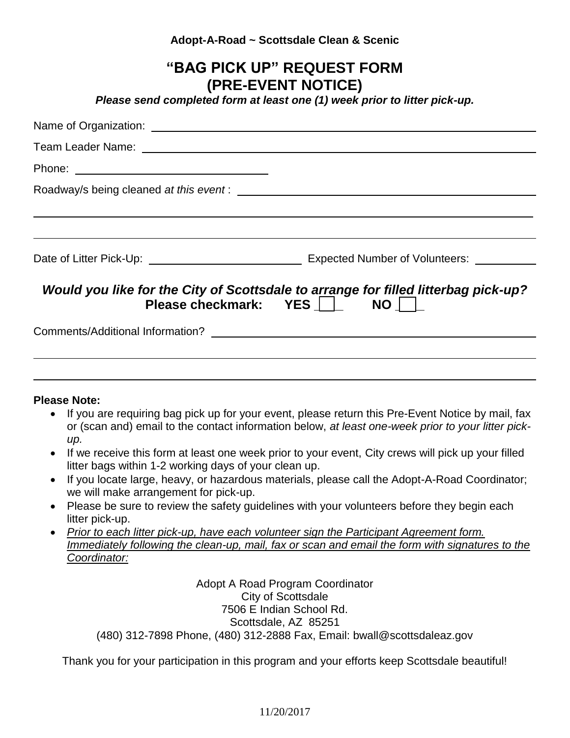**Adopt-A-Road ~ Scottsdale Clean & Scenic**

# "BAG PICK UP" REQUEST FORM (PRE-EVENT NOTICE)

***Please send completed form at least one (1) week prior to litter pick-up.***

Name of Organization: ______________________________________________

Team Leader Name: ______________________________________________

Phone: ______________________

Roadway/s being cleaned *at this event* : ______________________________________________

______________________________________________

______________________________________________

Date of Litter Pick-Up: ______________________ Expected Number of Volunteers: __________

***Would you like for the City of Scottsdale to arrange for filled litterbag pick-up?***
**Please checkmark: YES [ ] NO [ ]**

Comments/Additional Information? ______________________________________________

______________________________________________

______________________________________________

**Please Note:**

- If you are requiring bag pick up for your event, please return this Pre-Event Notice by mail, fax or (scan and) email to the contact information below, *at least one-week prior to your litter pick-up.*
- If we receive this form at least one week prior to your event, City crews will pick up your filled litter bags within 1-2 working days of your clean up.
- If you locate large, heavy, or hazardous materials, please call the Adopt-A-Road Coordinator; we will make arrangement for pick-up.
- Please be sure to review the safety guidelines with your volunteers before they begin each litter pick-up.
- *Prior to each litter pick-up, have each volunteer sign the Participant Agreement form. Immediately following the clean-up, mail, fax or scan and email the form with signatures to the Coordinator:*

Adopt A Road Program Coordinator
City of Scottsdale
7506 E Indian School Rd.
Scottsdale, AZ 85251
(480) 312-7898 Phone, (480) 312-2888 Fax, Email: bwall@scottsdaleaz.gov

Thank you for your participation in this program and your efforts keep Scottsdale beautiful!

11/20/2017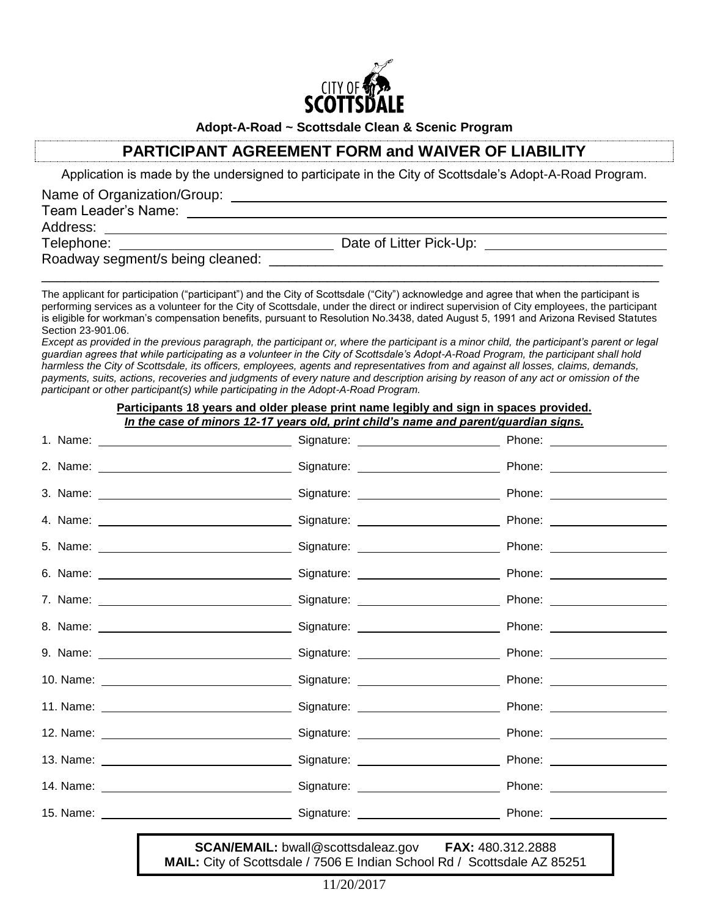CITY OF SCOTTSDALE

**Adopt-A-Road ~ Scottsdale Clean & Scenic Program**

## PARTICIPANT AGREEMENT FORM and WAIVER OF LIABILITY

Application is made by the undersigned to participate in the City of Scottsdale's Adopt-A-Road Program.

Name of Organization/Group: ______________________________

Team Leader's Name: ______________________________

Address: ______________________________

Telephone: ______________________ Date of Litter Pick-Up: ______________________

Roadway segment/s being cleaned: ______________________________

______________________________

The applicant for participation ("participant") and the City of Scottsdale ("City") acknowledge and agree that when the participant is performing services as a volunteer for the City of Scottsdale, under the direct or indirect supervision of City employees, the participant is eligible for workman's compensation benefits, pursuant to Resolution No.3438, dated August 5, 1991 and Arizona Revised Statutes Section 23-901.06.

*Except as provided in the previous paragraph, the participant or, where the participant is a minor child, the participant's parent or legal guardian agrees that while participating as a volunteer in the City of Scottsdale's Adopt-A-Road Program, the participant shall hold harmless the City of Scottsdale, its officers, employees, agents and representatives from and against all losses, claims, demands, payments, suits, actions, recoveries and judgments of every nature and description arising by reason of any act or omission of the participant or other participant(s) while participating in the Adopt-A-Road Program.*

**Participants 18 years and older please print name legibly and sign in spaces provided.**
***In the case of minors 12-17 years old, print child's name and parent/guardian signs.***

| | Name | Signature | Phone |
|---|---|---|---|
| 1. | | | |
| 2. | | | |
| 3. | | | |
| 4. | | | |
| 5. | | | |
| 6. | | | |
| 7. | | | |
| 8. | | | |
| 9. | | | |
| 10. | | | |
| 11. | | | |
| 12. | | | |
| 13. | | | |
| 14. | | | |
| 15. | | | |

**SCAN/EMAIL:** bwall@scottsdaleaz.gov **FAX:** 480.312.2888
**MAIL:** City of Scottsdale / 7506 E Indian School Rd / Scottsdale AZ 85251

11/20/2017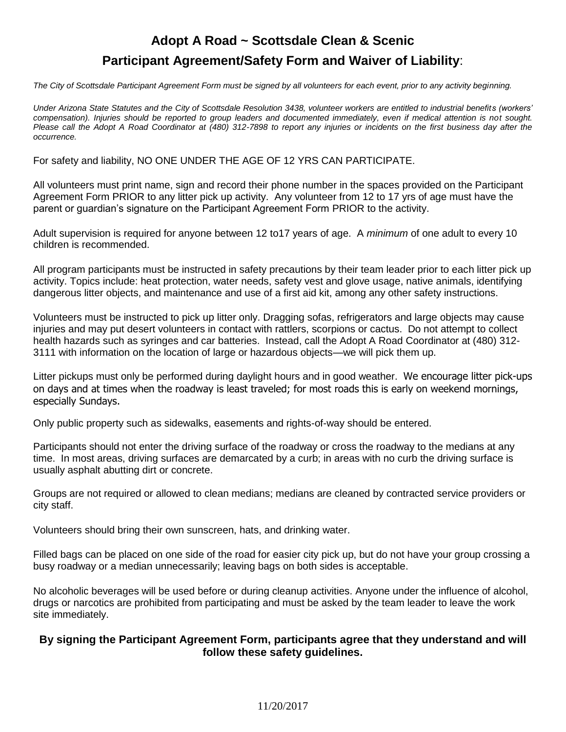# Adopt A Road ~ Scottsdale Clean & Scenic

## Participant Agreement/Safety Form and Waiver of Liability:

*The City of Scottsdale Participant Agreement Form must be signed by all volunteers for each event, prior to any activity beginning.*

*Under Arizona State Statutes and the City of Scottsdale Resolution 3438, volunteer workers are entitled to industrial benefits (workers' compensation). Injuries should be reported to group leaders and documented immediately, even if medical attention is not sought. Please call the Adopt A Road Coordinator at (480) 312-7898 to report any injuries or incidents on the first business day after the occurrence.*

For safety and liability, NO ONE UNDER THE AGE OF 12 YRS CAN PARTICIPATE.

All volunteers must print name, sign and record their phone number in the spaces provided on the Participant Agreement Form PRIOR to any litter pick up activity. Any volunteer from 12 to 17 yrs of age must have the parent or guardian's signature on the Participant Agreement Form PRIOR to the activity.

Adult supervision is required for anyone between 12 to17 years of age. A *minimum* of one adult to every 10 children is recommended.

All program participants must be instructed in safety precautions by their team leader prior to each litter pick up activity. Topics include: heat protection, water needs, safety vest and glove usage, native animals, identifying dangerous litter objects, and maintenance and use of a first aid kit, among any other safety instructions.

Volunteers must be instructed to pick up litter only. Dragging sofas, refrigerators and large objects may cause injuries and may put desert volunteers in contact with rattlers, scorpions or cactus. Do not attempt to collect health hazards such as syringes and car batteries. Instead, call the Adopt A Road Coordinator at (480) 312-3111 with information on the location of large or hazardous objects—we will pick them up.

Litter pickups must only be performed during daylight hours and in good weather. We encourage litter pick-ups on days and at times when the roadway is least traveled; for most roads this is early on weekend mornings, especially Sundays.

Only public property such as sidewalks, easements and rights-of-way should be entered.

Participants should not enter the driving surface of the roadway or cross the roadway to the medians at any time. In most areas, driving surfaces are demarcated by a curb; in areas with no curb the driving surface is usually asphalt abutting dirt or concrete.

Groups are not required or allowed to clean medians; medians are cleaned by contracted service providers or city staff.

Volunteers should bring their own sunscreen, hats, and drinking water.

Filled bags can be placed on one side of the road for easier city pick up, but do not have your group crossing a busy roadway or a median unnecessarily; leaving bags on both sides is acceptable.

No alcoholic beverages will be used before or during cleanup activities. Anyone under the influence of alcohol, drugs or narcotics are prohibited from participating and must be asked by the team leader to leave the work site immediately.

**By signing the Participant Agreement Form, participants agree that they understand and will follow these safety guidelines.**

11/20/2017